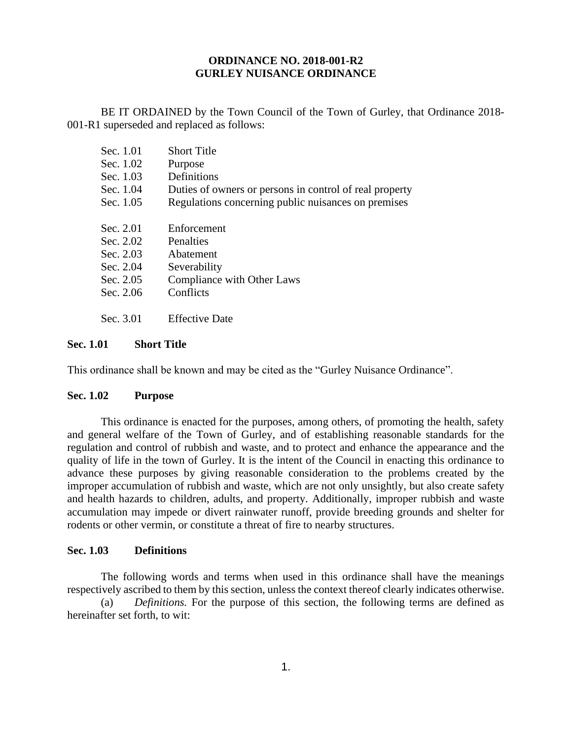# ORDINANCE NO. 2018-001-R2
# GURLEY NUISANCE ORDINANCE

BE IT ORDAINED by the Town Council of the Town of Gurley, that Ordinance 2018-001-R1 superseded and replaced as follows:

| | |
|---|---|
| Sec. 1.01 | Short Title |
| Sec. 1.02 | Purpose |
| Sec. 1.03 | Definitions |
| Sec. 1.04 | Duties of owners or persons in control of real property |
| Sec. 1.05 | Regulations concerning public nuisances on premises |
| Sec. 2.01 | Enforcement |
| Sec. 2.02 | Penalties |
| Sec. 2.03 | Abatement |
| Sec. 2.04 | Severability |
| Sec. 2.05 | Compliance with Other Laws |
| Sec. 2.06 | Conflicts |
| Sec. 3.01 | Effective Date |

**Sec. 1.01 Short Title**

This ordinance shall be known and may be cited as the "Gurley Nuisance Ordinance".

**Sec. 1.02 Purpose**

This ordinance is enacted for the purposes, among others, of promoting the health, safety and general welfare of the Town of Gurley, and of establishing reasonable standards for the regulation and control of rubbish and waste, and to protect and enhance the appearance and the quality of life in the town of Gurley. It is the intent of the Council in enacting this ordinance to advance these purposes by giving reasonable consideration to the problems created by the improper accumulation of rubbish and waste, which are not only unsightly, but also create safety and health hazards to children, adults, and property. Additionally, improper rubbish and waste accumulation may impede or divert rainwater runoff, provide breeding grounds and shelter for rodents or other vermin, or constitute a threat of fire to nearby structures.

**Sec. 1.03 Definitions**

The following words and terms when used in this ordinance shall have the meanings respectively ascribed to them by this section, unless the context thereof clearly indicates otherwise.

(a) *Definitions.* For the purpose of this section, the following terms are defined as hereinafter set forth, to wit: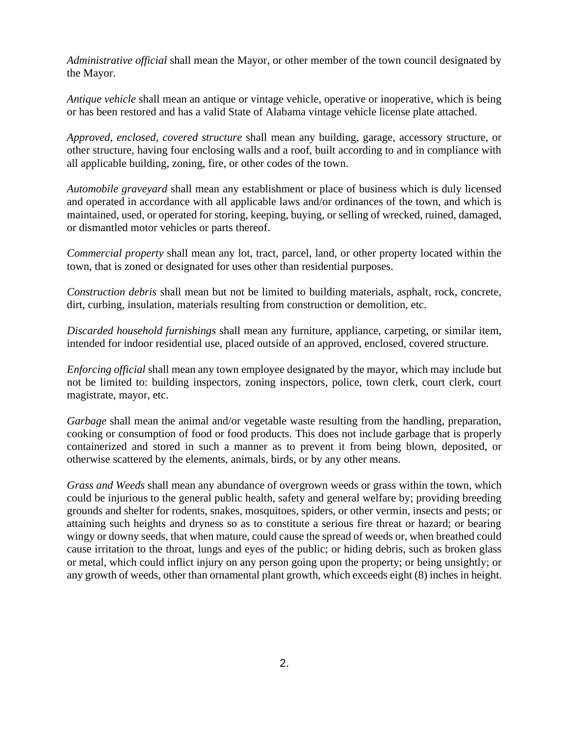*Administrative official* shall mean the Mayor, or other member of the town council designated by the Mayor.

*Antique vehicle* shall mean an antique or vintage vehicle, operative or inoperative, which is being or has been restored and has a valid State of Alabama vintage vehicle license plate attached.

*Approved, enclosed, covered structure* shall mean any building, garage, accessory structure, or other structure, having four enclosing walls and a roof, built according to and in compliance with all applicable building, zoning, fire, or other codes of the town.

*Automobile graveyard* shall mean any establishment or place of business which is duly licensed and operated in accordance with all applicable laws and/or ordinances of the town, and which is maintained, used, or operated for storing, keeping, buying, or selling of wrecked, ruined, damaged, or dismantled motor vehicles or parts thereof.

*Commercial property* shall mean any lot, tract, parcel, land, or other property located within the town, that is zoned or designated for uses other than residential purposes.

*Construction debris* shall mean but not be limited to building materials, asphalt, rock, concrete, dirt, curbing, insulation, materials resulting from construction or demolition, etc.

*Discarded household furnishings* shall mean any furniture, appliance, carpeting, or similar item, intended for indoor residential use, placed outside of an approved, enclosed, covered structure.

*Enforcing official* shall mean any town employee designated by the mayor, which may include but not be limited to: building inspectors, zoning inspectors, police, town clerk, court clerk, court magistrate, mayor, etc.

*Garbage* shall mean the animal and/or vegetable waste resulting from the handling, preparation, cooking or consumption of food or food products. This does not include garbage that is properly containerized and stored in such a manner as to prevent it from being blown, deposited, or otherwise scattered by the elements, animals, birds, or by any other means.

*Grass and Weeds* shall mean any abundance of overgrown weeds or grass within the town, which could be injurious to the general public health, safety and general welfare by; providing breeding grounds and shelter for rodents, snakes, mosquitoes, spiders, or other vermin, insects and pests; or attaining such heights and dryness so as to constitute a serious fire threat or hazard; or bearing wingy or downy seeds, that when mature, could cause the spread of weeds or, when breathed could cause irritation to the throat, lungs and eyes of the public; or hiding debris, such as broken glass or metal, which could inflict injury on any person going upon the property; or being unsightly; or any growth of weeds, other than ornamental plant growth, which exceeds eight (8) inches in height.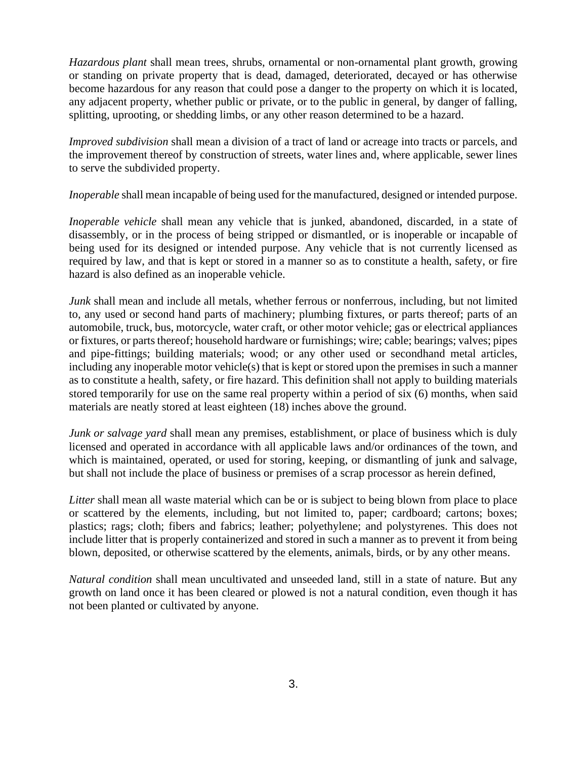*Hazardous plant* shall mean trees, shrubs, ornamental or non-ornamental plant growth, growing or standing on private property that is dead, damaged, deteriorated, decayed or has otherwise become hazardous for any reason that could pose a danger to the property on which it is located, any adjacent property, whether public or private, or to the public in general, by danger of falling, splitting, uprooting, or shedding limbs, or any other reason determined to be a hazard.

*Improved subdivision* shall mean a division of a tract of land or acreage into tracts or parcels, and the improvement thereof by construction of streets, water lines and, where applicable, sewer lines to serve the subdivided property.

*Inoperable* shall mean incapable of being used for the manufactured, designed or intended purpose.

*Inoperable vehicle* shall mean any vehicle that is junked, abandoned, discarded, in a state of disassembly, or in the process of being stripped or dismantled, or is inoperable or incapable of being used for its designed or intended purpose. Any vehicle that is not currently licensed as required by law, and that is kept or stored in a manner so as to constitute a health, safety, or fire hazard is also defined as an inoperable vehicle.

*Junk* shall mean and include all metals, whether ferrous or nonferrous, including, but not limited to, any used or second hand parts of machinery; plumbing fixtures, or parts thereof; parts of an automobile, truck, bus, motorcycle, water craft, or other motor vehicle; gas or electrical appliances or fixtures, or parts thereof; household hardware or furnishings; wire; cable; bearings; valves; pipes and pipe-fittings; building materials; wood; or any other used or secondhand metal articles, including any inoperable motor vehicle(s) that is kept or stored upon the premises in such a manner as to constitute a health, safety, or fire hazard. This definition shall not apply to building materials stored temporarily for use on the same real property within a period of six (6) months, when said materials are neatly stored at least eighteen (18) inches above the ground.

*Junk or salvage yard* shall mean any premises, establishment, or place of business which is duly licensed and operated in accordance with all applicable laws and/or ordinances of the town, and which is maintained, operated, or used for storing, keeping, or dismantling of junk and salvage, but shall not include the place of business or premises of a scrap processor as herein defined,

*Litter* shall mean all waste material which can be or is subject to being blown from place to place or scattered by the elements, including, but not limited to, paper; cardboard; cartons; boxes; plastics; rags; cloth; fibers and fabrics; leather; polyethylene; and polystyrenes. This does not include litter that is properly containerized and stored in such a manner as to prevent it from being blown, deposited, or otherwise scattered by the elements, animals, birds, or by any other means.

*Natural condition* shall mean uncultivated and unseeded land, still in a state of nature. But any growth on land once it has been cleared or plowed is not a natural condition, even though it has not been planted or cultivated by anyone.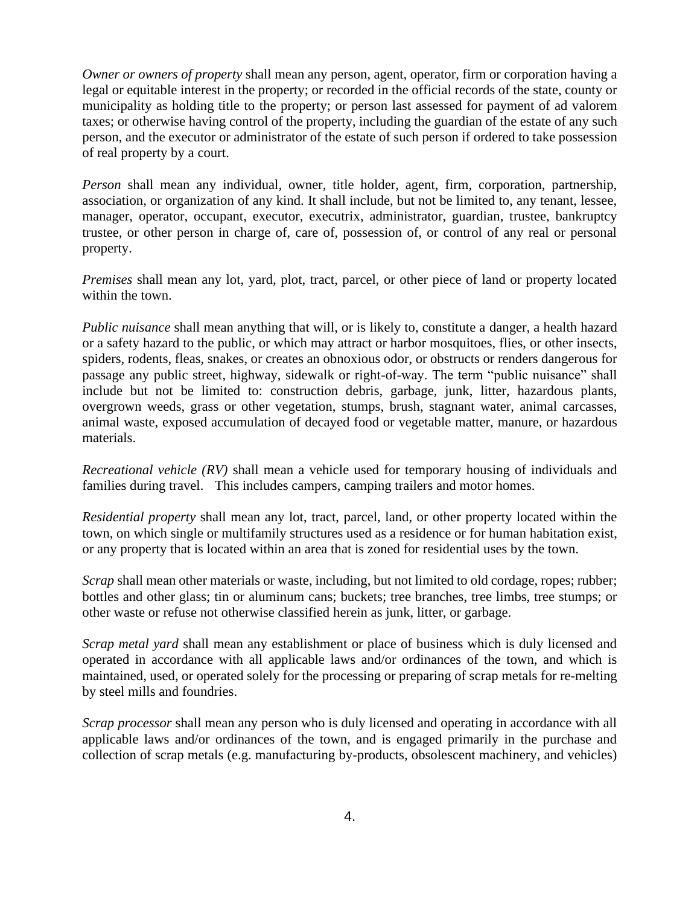*Owner or owners of property* shall mean any person, agent, operator, firm or corporation having a legal or equitable interest in the property; or recorded in the official records of the state, county or municipality as holding title to the property; or person last assessed for payment of ad valorem taxes; or otherwise having control of the property, including the guardian of the estate of any such person, and the executor or administrator of the estate of such person if ordered to take possession of real property by a court.

*Person* shall mean any individual, owner, title holder, agent, firm, corporation, partnership, association, or organization of any kind. It shall include, but not be limited to, any tenant, lessee, manager, operator, occupant, executor, executrix, administrator, guardian, trustee, bankruptcy trustee, or other person in charge of, care of, possession of, or control of any real or personal property.

*Premises* shall mean any lot, yard, plot, tract, parcel, or other piece of land or property located within the town.

*Public nuisance* shall mean anything that will, or is likely to, constitute a danger, a health hazard or a safety hazard to the public, or which may attract or harbor mosquitoes, flies, or other insects, spiders, rodents, fleas, snakes, or creates an obnoxious odor, or obstructs or renders dangerous for passage any public street, highway, sidewalk or right-of-way. The term "public nuisance" shall include but not be limited to: construction debris, garbage, junk, litter, hazardous plants, overgrown weeds, grass or other vegetation, stumps, brush, stagnant water, animal carcasses, animal waste, exposed accumulation of decayed food or vegetable matter, manure, or hazardous materials.

*Recreational vehicle (RV)* shall mean a vehicle used for temporary housing of individuals and families during travel. This includes campers, camping trailers and motor homes.

*Residential property* shall mean any lot, tract, parcel, land, or other property located within the town, on which single or multifamily structures used as a residence or for human habitation exist, or any property that is located within an area that is zoned for residential uses by the town.

*Scrap* shall mean other materials or waste, including, but not limited to old cordage, ropes; rubber; bottles and other glass; tin or aluminum cans; buckets; tree branches, tree limbs, tree stumps; or other waste or refuse not otherwise classified herein as junk, litter, or garbage.

*Scrap metal yard* shall mean any establishment or place of business which is duly licensed and operated in accordance with all applicable laws and/or ordinances of the town, and which is maintained, used, or operated solely for the processing or preparing of scrap metals for re-melting by steel mills and foundries.

*Scrap processor* shall mean any person who is duly licensed and operating in accordance with all applicable laws and/or ordinances of the town, and is engaged primarily in the purchase and collection of scrap metals (e.g. manufacturing by-products, obsolescent machinery, and vehicles)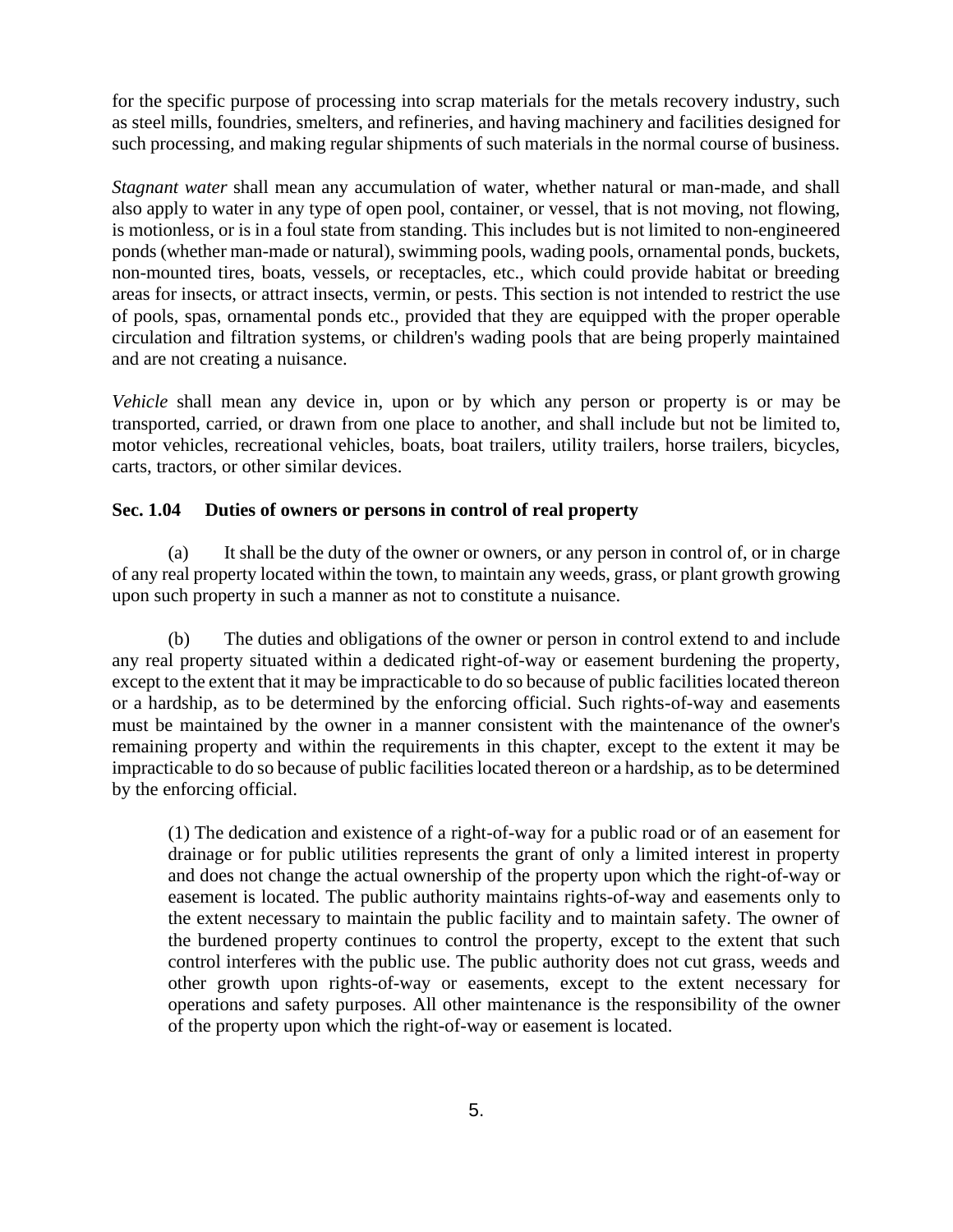for the specific purpose of processing into scrap materials for the metals recovery industry, such as steel mills, foundries, smelters, and refineries, and having machinery and facilities designed for such processing, and making regular shipments of such materials in the normal course of business.

*Stagnant water* shall mean any accumulation of water, whether natural or man-made, and shall also apply to water in any type of open pool, container, or vessel, that is not moving, not flowing, is motionless, or is in a foul state from standing. This includes but is not limited to non-engineered ponds (whether man-made or natural), swimming pools, wading pools, ornamental ponds, buckets, non-mounted tires, boats, vessels, or receptacles, etc., which could provide habitat or breeding areas for insects, or attract insects, vermin, or pests. This section is not intended to restrict the use of pools, spas, ornamental ponds etc., provided that they are equipped with the proper operable circulation and filtration systems, or children's wading pools that are being properly maintained and are not creating a nuisance.

*Vehicle* shall mean any device in, upon or by which any person or property is or may be transported, carried, or drawn from one place to another, and shall include but not be limited to, motor vehicles, recreational vehicles, boats, boat trailers, utility trailers, horse trailers, bicycles, carts, tractors, or other similar devices.

**Sec. 1.04 Duties of owners or persons in control of real property**

(a) It shall be the duty of the owner or owners, or any person in control of, or in charge of any real property located within the town, to maintain any weeds, grass, or plant growth growing upon such property in such a manner as not to constitute a nuisance.

(b) The duties and obligations of the owner or person in control extend to and include any real property situated within a dedicated right-of-way or easement burdening the property, except to the extent that it may be impracticable to do so because of public facilities located thereon or a hardship, as to be determined by the enforcing official. Such rights-of-way and easements must be maintained by the owner in a manner consistent with the maintenance of the owner's remaining property and within the requirements in this chapter, except to the extent it may be impracticable to do so because of public facilities located thereon or a hardship, as to be determined by the enforcing official.

(1) The dedication and existence of a right-of-way for a public road or of an easement for drainage or for public utilities represents the grant of only a limited interest in property and does not change the actual ownership of the property upon which the right-of-way or easement is located. The public authority maintains rights-of-way and easements only to the extent necessary to maintain the public facility and to maintain safety. The owner of the burdened property continues to control the property, except to the extent that such control interferes with the public use. The public authority does not cut grass, weeds and other growth upon rights-of-way or easements, except to the extent necessary for operations and safety purposes. All other maintenance is the responsibility of the owner of the property upon which the right-of-way or easement is located.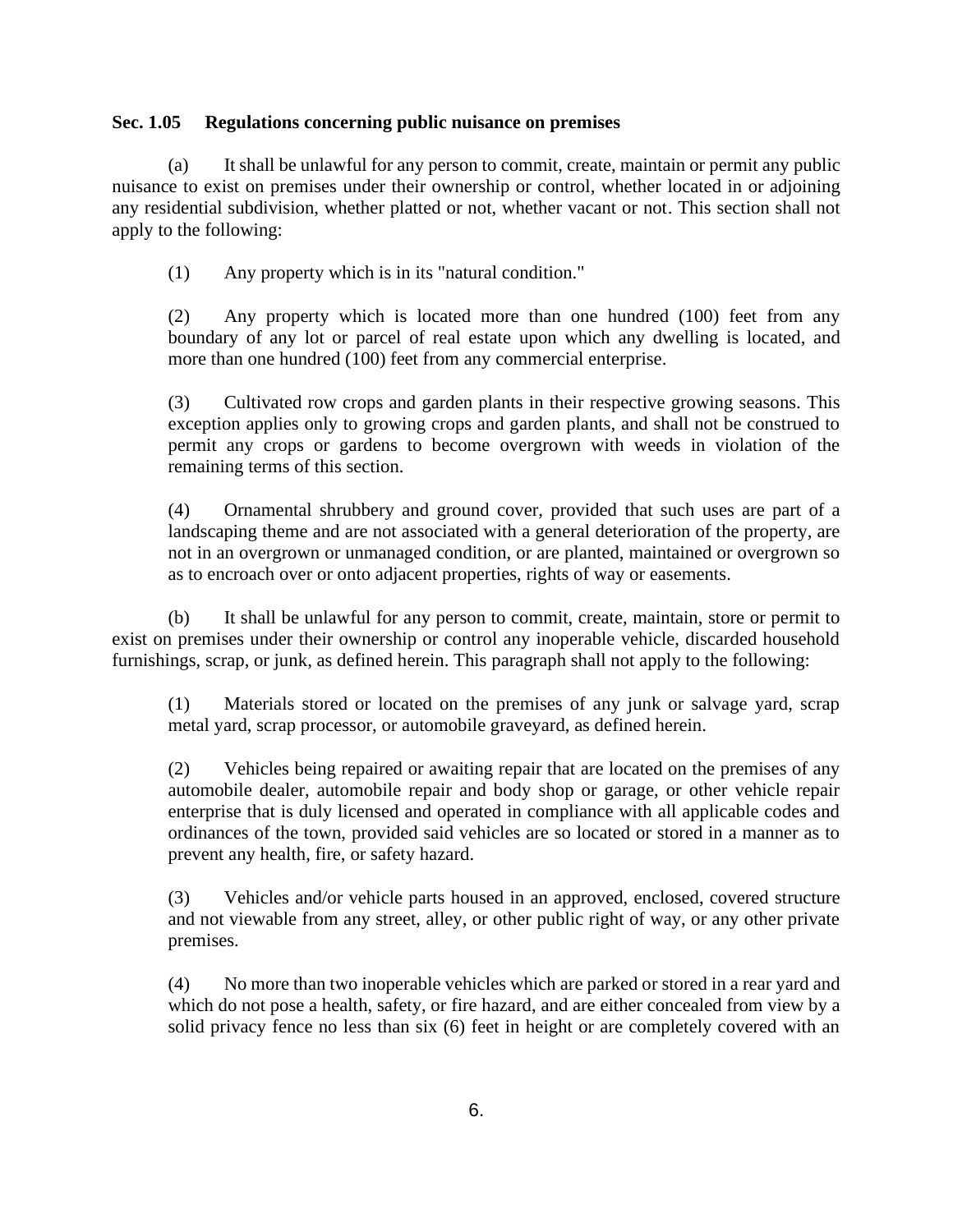**Sec. 1.05 Regulations concerning public nuisance on premises**

(a) It shall be unlawful for any person to commit, create, maintain or permit any public nuisance to exist on premises under their ownership or control, whether located in or adjoining any residential subdivision, whether platted or not, whether vacant or not. This section shall not apply to the following:

> (1) Any property which is in its "natural condition."
>
> (2) Any property which is located more than one hundred (100) feet from any boundary of any lot or parcel of real estate upon which any dwelling is located, and more than one hundred (100) feet from any commercial enterprise.
>
> (3) Cultivated row crops and garden plants in their respective growing seasons. This exception applies only to growing crops and garden plants, and shall not be construed to permit any crops or gardens to become overgrown with weeds in violation of the remaining terms of this section.
>
> (4) Ornamental shrubbery and ground cover, provided that such uses are part of a landscaping theme and are not associated with a general deterioration of the property, are not in an overgrown or unmanaged condition, or are planted, maintained or overgrown so as to encroach over or onto adjacent properties, rights of way or easements.

(b) It shall be unlawful for any person to commit, create, maintain, store or permit to exist on premises under their ownership or control any inoperable vehicle, discarded household furnishings, scrap, or junk, as defined herein. This paragraph shall not apply to the following:

> (1) Materials stored or located on the premises of any junk or salvage yard, scrap metal yard, scrap processor, or automobile graveyard, as defined herein.
>
> (2) Vehicles being repaired or awaiting repair that are located on the premises of any automobile dealer, automobile repair and body shop or garage, or other vehicle repair enterprise that is duly licensed and operated in compliance with all applicable codes and ordinances of the town, provided said vehicles are so located or stored in a manner as to prevent any health, fire, or safety hazard.
>
> (3) Vehicles and/or vehicle parts housed in an approved, enclosed, covered structure and not viewable from any street, alley, or other public right of way, or any other private premises.
>
> (4) No more than two inoperable vehicles which are parked or stored in a rear yard and which do not pose a health, safety, or fire hazard, and are either concealed from view by a solid privacy fence no less than six (6) feet in height or are completely covered with an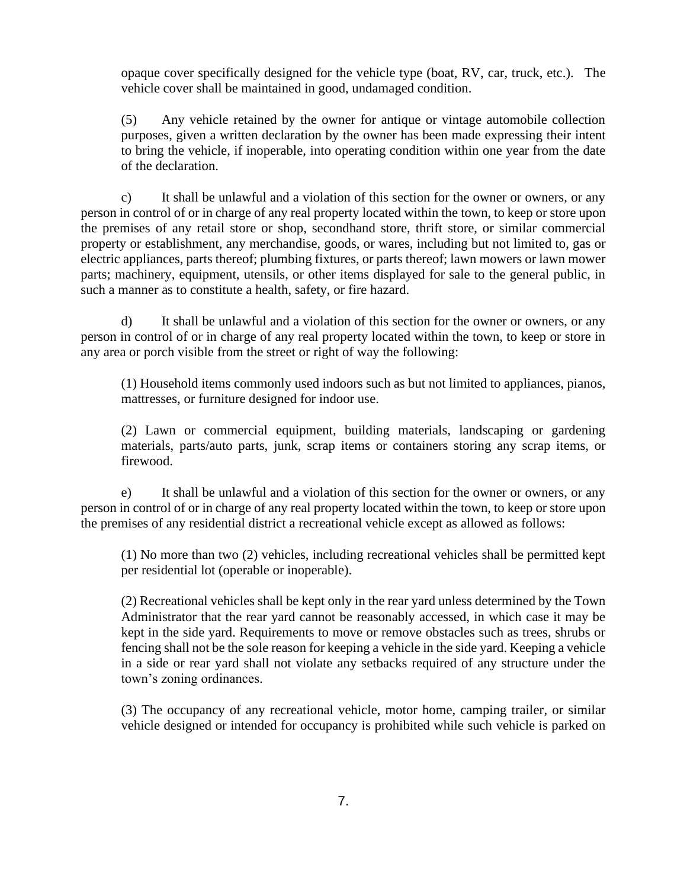opaque cover specifically designed for the vehicle type (boat, RV, car, truck, etc.). The vehicle cover shall be maintained in good, undamaged condition.

(5) Any vehicle retained by the owner for antique or vintage automobile collection purposes, given a written declaration by the owner has been made expressing their intent to bring the vehicle, if inoperable, into operating condition within one year from the date of the declaration.

c) It shall be unlawful and a violation of this section for the owner or owners, or any person in control of or in charge of any real property located within the town, to keep or store upon the premises of any retail store or shop, secondhand store, thrift store, or similar commercial property or establishment, any merchandise, goods, or wares, including but not limited to, gas or electric appliances, parts thereof; plumbing fixtures, or parts thereof; lawn mowers or lawn mower parts; machinery, equipment, utensils, or other items displayed for sale to the general public, in such a manner as to constitute a health, safety, or fire hazard.

d) It shall be unlawful and a violation of this section for the owner or owners, or any person in control of or in charge of any real property located within the town, to keep or store in any area or porch visible from the street or right of way the following:

(1) Household items commonly used indoors such as but not limited to appliances, pianos, mattresses, or furniture designed for indoor use.

(2) Lawn or commercial equipment, building materials, landscaping or gardening materials, parts/auto parts, junk, scrap items or containers storing any scrap items, or firewood.

e) It shall be unlawful and a violation of this section for the owner or owners, or any person in control of or in charge of any real property located within the town, to keep or store upon the premises of any residential district a recreational vehicle except as allowed as follows:

(1) No more than two (2) vehicles, including recreational vehicles shall be permitted kept per residential lot (operable or inoperable).

(2) Recreational vehicles shall be kept only in the rear yard unless determined by the Town Administrator that the rear yard cannot be reasonably accessed, in which case it may be kept in the side yard. Requirements to move or remove obstacles such as trees, shrubs or fencing shall not be the sole reason for keeping a vehicle in the side yard. Keeping a vehicle in a side or rear yard shall not violate any setbacks required of any structure under the town's zoning ordinances.

(3) The occupancy of any recreational vehicle, motor home, camping trailer, or similar vehicle designed or intended for occupancy is prohibited while such vehicle is parked on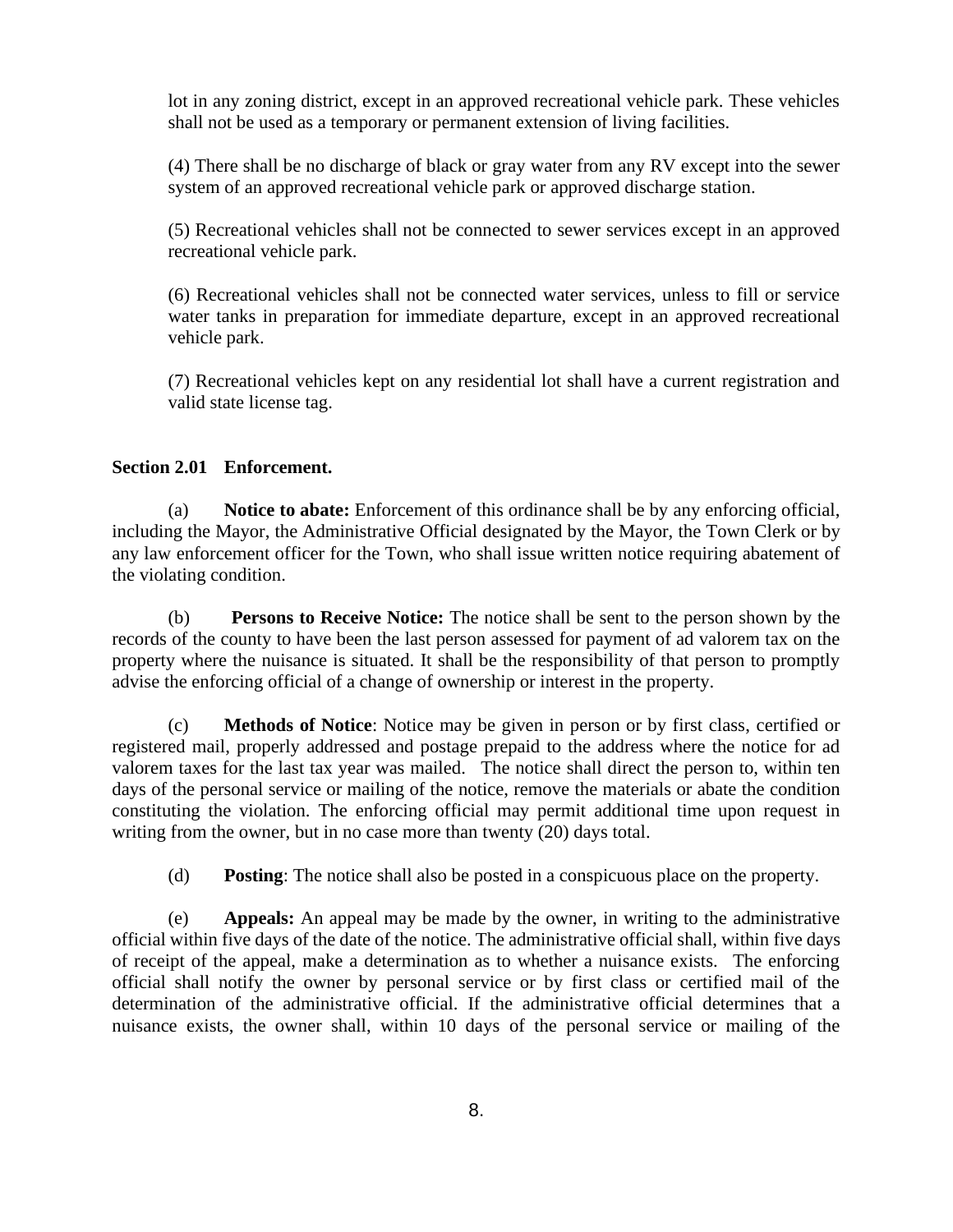lot in any zoning district, except in an approved recreational vehicle park. These vehicles shall not be used as a temporary or permanent extension of living facilities.

(4) There shall be no discharge of black or gray water from any RV except into the sewer system of an approved recreational vehicle park or approved discharge station.

(5) Recreational vehicles shall not be connected to sewer services except in an approved recreational vehicle park.

(6) Recreational vehicles shall not be connected water services, unless to fill or service water tanks in preparation for immediate departure, except in an approved recreational vehicle park.

(7) Recreational vehicles kept on any residential lot shall have a current registration and valid state license tag.

**Section 2.01 Enforcement.**

(a) **Notice to abate:** Enforcement of this ordinance shall be by any enforcing official, including the Mayor, the Administrative Official designated by the Mayor, the Town Clerk or by any law enforcement officer for the Town, who shall issue written notice requiring abatement of the violating condition.

(b) **Persons to Receive Notice:** The notice shall be sent to the person shown by the records of the county to have been the last person assessed for payment of ad valorem tax on the property where the nuisance is situated. It shall be the responsibility of that person to promptly advise the enforcing official of a change of ownership or interest in the property.

(c) **Methods of Notice**: Notice may be given in person or by first class, certified or registered mail, properly addressed and postage prepaid to the address where the notice for ad valorem taxes for the last tax year was mailed. The notice shall direct the person to, within ten days of the personal service or mailing of the notice, remove the materials or abate the condition constituting the violation. The enforcing official may permit additional time upon request in writing from the owner, but in no case more than twenty (20) days total.

(d) **Posting**: The notice shall also be posted in a conspicuous place on the property.

(e) **Appeals:** An appeal may be made by the owner, in writing to the administrative official within five days of the date of the notice. The administrative official shall, within five days of receipt of the appeal, make a determination as to whether a nuisance exists. The enforcing official shall notify the owner by personal service or by first class or certified mail of the determination of the administrative official. If the administrative official determines that a nuisance exists, the owner shall, within 10 days of the personal service or mailing of the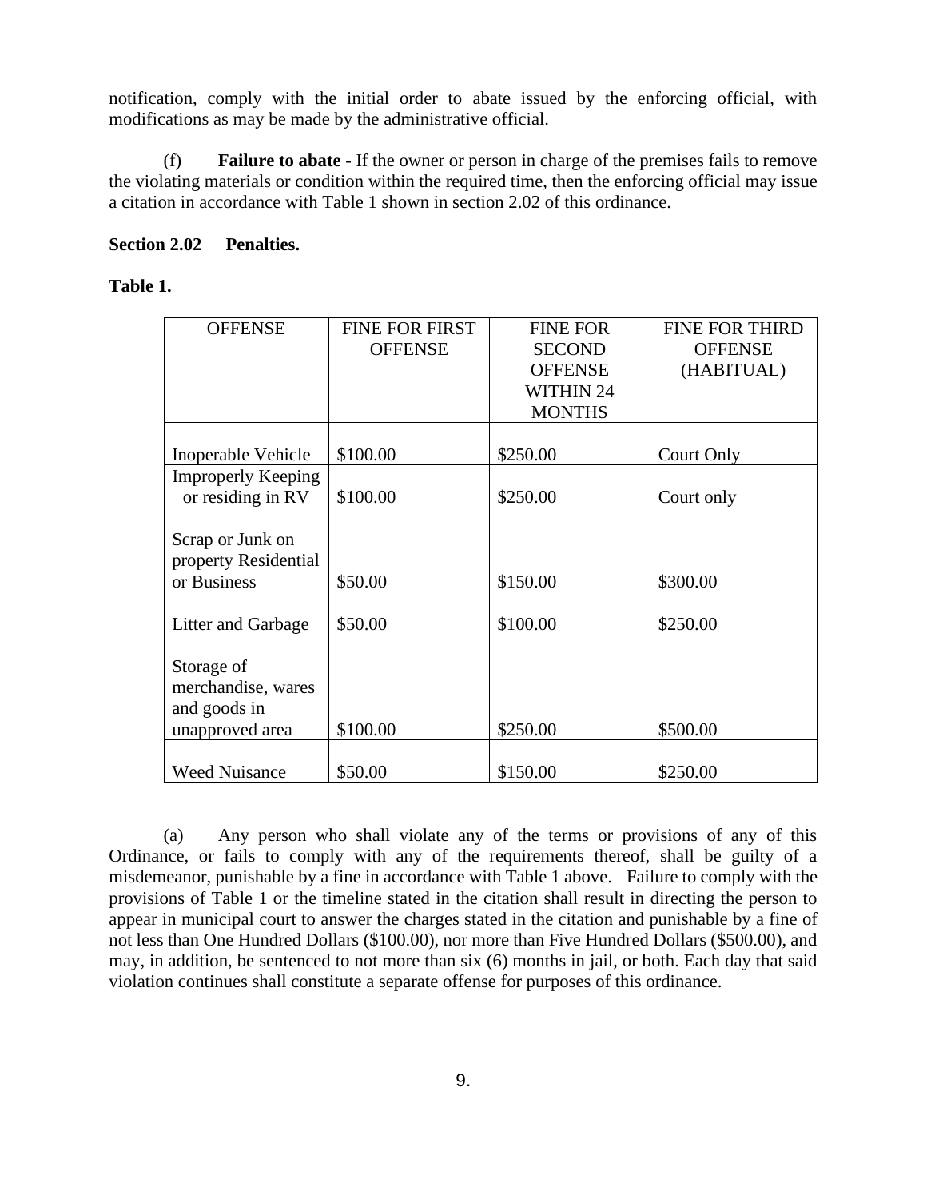notification, comply with the initial order to abate issued by the enforcing official, with modifications as may be made by the administrative official.

(f) **Failure to abate** - If the owner or person in charge of the premises fails to remove the violating materials or condition within the required time, then the enforcing official may issue a citation in accordance with Table 1 shown in section 2.02 of this ordinance.

**Section 2.02 Penalties.**

**Table 1.**

| OFFENSE | FINE FOR FIRST OFFENSE | FINE FOR SECOND OFFENSE WITHIN 24 MONTHS | FINE FOR THIRD OFFENSE (HABITUAL) |
|---|---|---|---|
| Inoperable Vehicle | $100.00 | $250.00 | Court Only |
| Improperly Keeping or residing in RV | $100.00 | $250.00 | Court only |
| Scrap or Junk on property Residential or Business | $50.00 | $150.00 | $300.00 |
| Litter and Garbage | $50.00 | $100.00 | $250.00 |
| Storage of merchandise, wares and goods in unapproved area | $100.00 | $250.00 | $500.00 |
| Weed Nuisance | $50.00 | $150.00 | $250.00 |

(a) Any person who shall violate any of the terms or provisions of any of this Ordinance, or fails to comply with any of the requirements thereof, shall be guilty of a misdemeanor, punishable by a fine in accordance with Table 1 above. Failure to comply with the provisions of Table 1 or the timeline stated in the citation shall result in directing the person to appear in municipal court to answer the charges stated in the citation and punishable by a fine of not less than One Hundred Dollars ($100.00), nor more than Five Hundred Dollars ($500.00), and may, in addition, be sentenced to not more than six (6) months in jail, or both. Each day that said violation continues shall constitute a separate offense for purposes of this ordinance.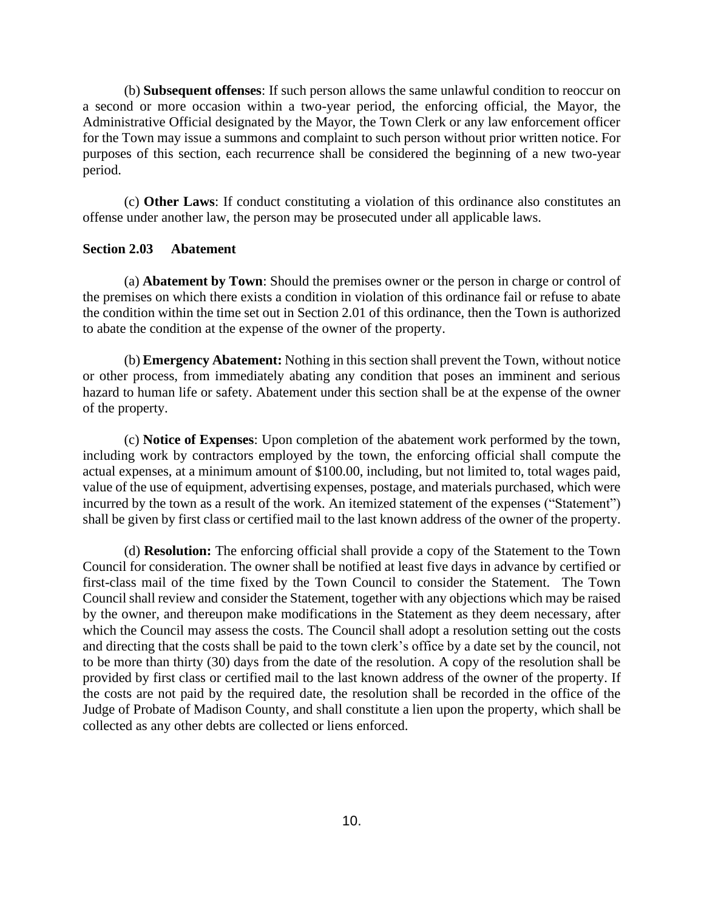(b) **Subsequent offenses**: If such person allows the same unlawful condition to reoccur on a second or more occasion within a two-year period, the enforcing official, the Mayor, the Administrative Official designated by the Mayor, the Town Clerk or any law enforcement officer for the Town may issue a summons and complaint to such person without prior written notice. For purposes of this section, each recurrence shall be considered the beginning of a new two-year period.

(c) **Other Laws**: If conduct constituting a violation of this ordinance also constitutes an offense under another law, the person may be prosecuted under all applicable laws.

**Section 2.03 Abatement**

(a) **Abatement by Town**: Should the premises owner or the person in charge or control of the premises on which there exists a condition in violation of this ordinance fail or refuse to abate the condition within the time set out in Section 2.01 of this ordinance, then the Town is authorized to abate the condition at the expense of the owner of the property.

(b) **Emergency Abatement:** Nothing in this section shall prevent the Town, without notice or other process, from immediately abating any condition that poses an imminent and serious hazard to human life or safety. Abatement under this section shall be at the expense of the owner of the property.

(c) **Notice of Expenses**: Upon completion of the abatement work performed by the town, including work by contractors employed by the town, the enforcing official shall compute the actual expenses, at a minimum amount of $100.00, including, but not limited to, total wages paid, value of the use of equipment, advertising expenses, postage, and materials purchased, which were incurred by the town as a result of the work. An itemized statement of the expenses ("Statement") shall be given by first class or certified mail to the last known address of the owner of the property.

(d) **Resolution:** The enforcing official shall provide a copy of the Statement to the Town Council for consideration. The owner shall be notified at least five days in advance by certified or first-class mail of the time fixed by the Town Council to consider the Statement. The Town Council shall review and consider the Statement, together with any objections which may be raised by the owner, and thereupon make modifications in the Statement as they deem necessary, after which the Council may assess the costs. The Council shall adopt a resolution setting out the costs and directing that the costs shall be paid to the town clerk's office by a date set by the council, not to be more than thirty (30) days from the date of the resolution. A copy of the resolution shall be provided by first class or certified mail to the last known address of the owner of the property. If the costs are not paid by the required date, the resolution shall be recorded in the office of the Judge of Probate of Madison County, and shall constitute a lien upon the property, which shall be collected as any other debts are collected or liens enforced.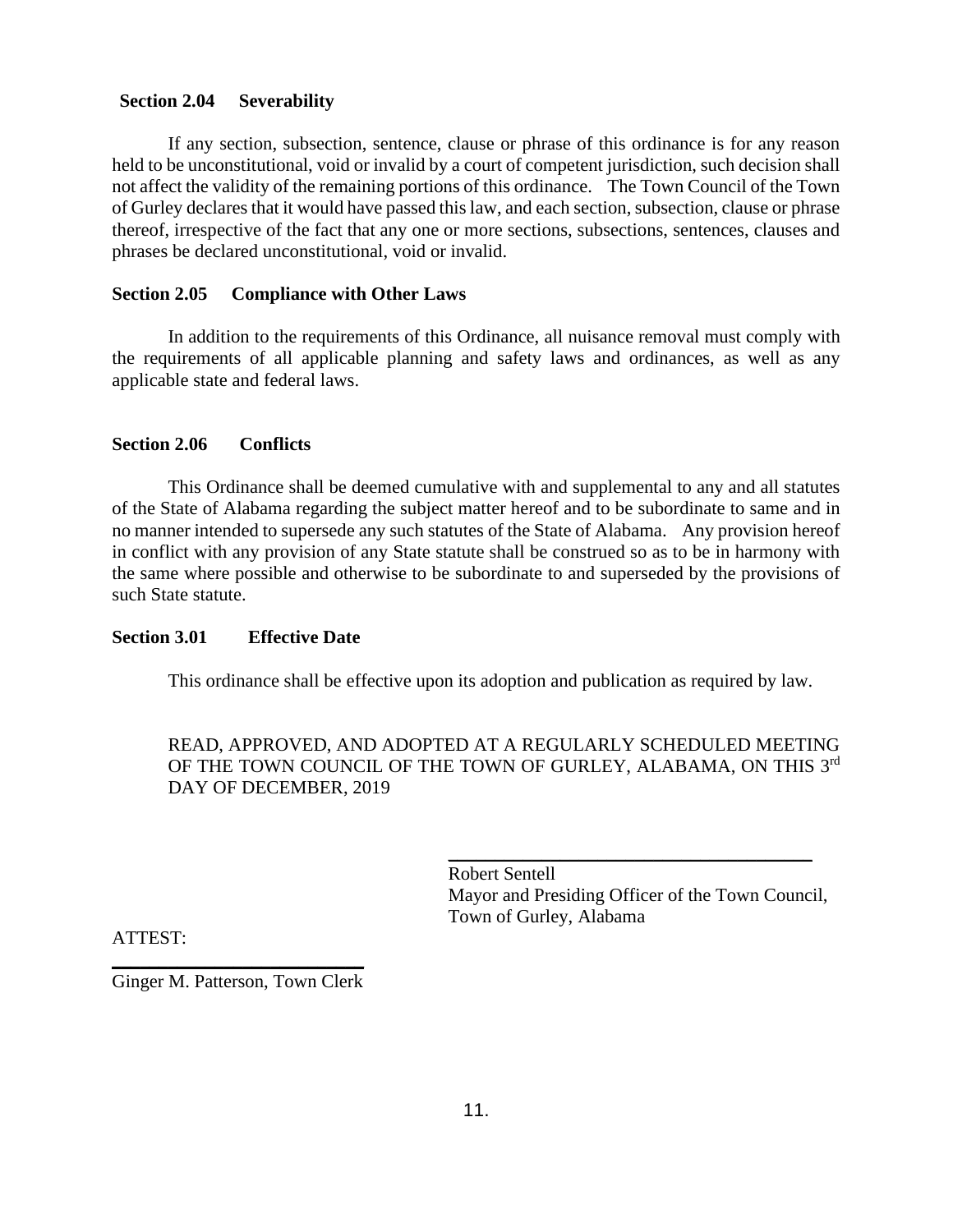**Section 2.04 Severability**

If any section, subsection, sentence, clause or phrase of this ordinance is for any reason held to be unconstitutional, void or invalid by a court of competent jurisdiction, such decision shall not affect the validity of the remaining portions of this ordinance. The Town Council of the Town of Gurley declares that it would have passed this law, and each section, subsection, clause or phrase thereof, irrespective of the fact that any one or more sections, subsections, sentences, clauses and phrases be declared unconstitutional, void or invalid.

**Section 2.05 Compliance with Other Laws**

In addition to the requirements of this Ordinance, all nuisance removal must comply with the requirements of all applicable planning and safety laws and ordinances, as well as any applicable state and federal laws.

**Section 2.06 Conflicts**

This Ordinance shall be deemed cumulative with and supplemental to any and all statutes of the State of Alabama regarding the subject matter hereof and to be subordinate to same and in no manner intended to supersede any such statutes of the State of Alabama. Any provision hereof in conflict with any provision of any State statute shall be construed so as to be in harmony with the same where possible and otherwise to be subordinate to and superseded by the provisions of such State statute.

**Section 3.01 Effective Date**

This ordinance shall be effective upon its adoption and publication as required by law.

READ, APPROVED, AND ADOPTED AT A REGULARLY SCHEDULED MEETING OF THE TOWN COUNCIL OF THE TOWN OF GURLEY, ALABAMA, ON THIS 3rd DAY OF DECEMBER, 2019

\_\_\_\_\_\_\_\_\_\_\_\_\_\_\_\_\_\_\_\_\_\_\_\_\_\_\_\_\_\_\_\_\_\_\_\_\_\_
Robert Sentell
Mayor and Presiding Officer of the Town Council,
Town of Gurley, Alabama

ATTEST:

\_\_\_\_\_\_\_\_\_\_\_\_\_\_\_\_\_\_\_\_\_\_\_\_\_\_\_\_
Ginger M. Patterson, Town Clerk